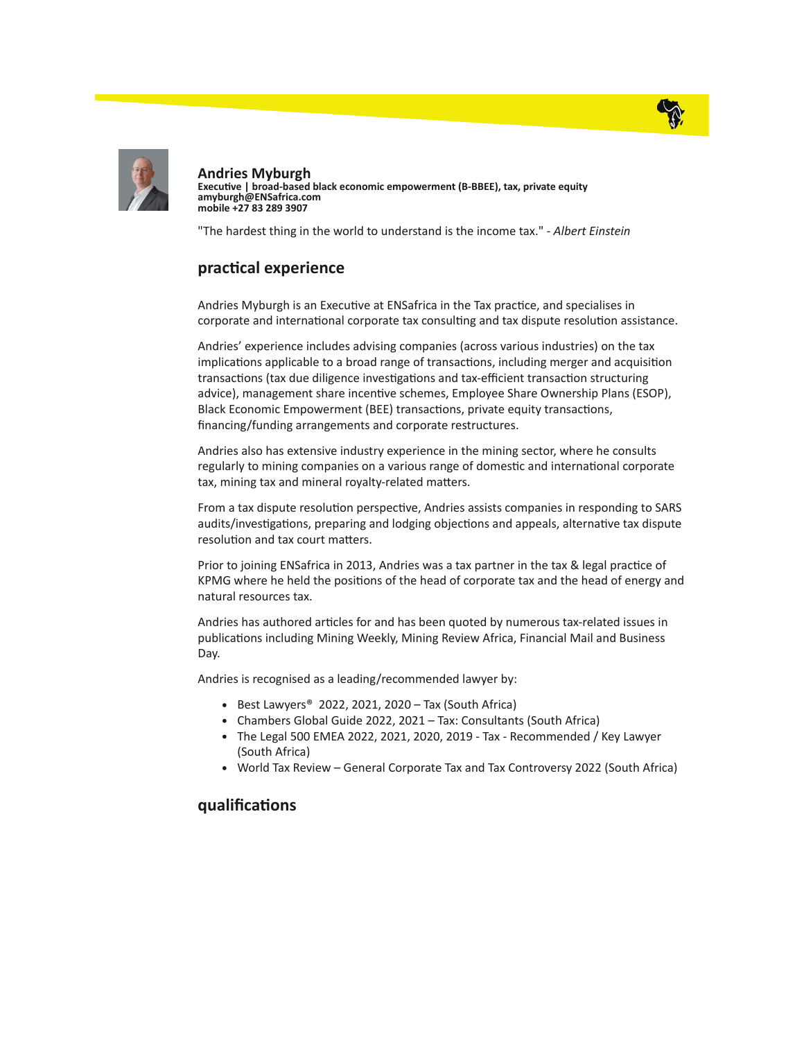# Andries Myburgh

**Executive | broad-based black economic empowerment (B-BBEE), tax, private equity**
**amyburgh@ENSafrica.com**
**mobile +27 83 289 3907**

"The hardest thing in the world to understand is the income tax." - *Albert Einstein*

## practical experience

Andries Myburgh is an Executive at ENSafrica in the Tax practice, and specialises in corporate and international corporate tax consulting and tax dispute resolution assistance.

Andries' experience includes advising companies (across various industries) on the tax implications applicable to a broad range of transactions, including merger and acquisition transactions (tax due diligence investigations and tax-efficient transaction structuring advice), management share incentive schemes, Employee Share Ownership Plans (ESOP), Black Economic Empowerment (BEE) transactions, private equity transactions, financing/funding arrangements and corporate restructures.

Andries also has extensive industry experience in the mining sector, where he consults regularly to mining companies on a various range of domestic and international corporate tax, mining tax and mineral royalty-related matters.

From a tax dispute resolution perspective, Andries assists companies in responding to SARS audits/investigations, preparing and lodging objections and appeals, alternative tax dispute resolution and tax court matters.

Prior to joining ENSafrica in 2013, Andries was a tax partner in the tax & legal practice of KPMG where he held the positions of the head of corporate tax and the head of energy and natural resources tax.

Andries has authored articles for and has been quoted by numerous tax-related issues in publications including Mining Weekly, Mining Review Africa, Financial Mail and Business Day.

Andries is recognised as a leading/recommended lawyer by:

- Best Lawyers® 2022, 2021, 2020 – Tax (South Africa)
- Chambers Global Guide 2022, 2021 – Tax: Consultants (South Africa)
- The Legal 500 EMEA 2022, 2021, 2020, 2019 - Tax - Recommended / Key Lawyer (South Africa)
- World Tax Review – General Corporate Tax and Tax Controversy 2022 (South Africa)

## qualifications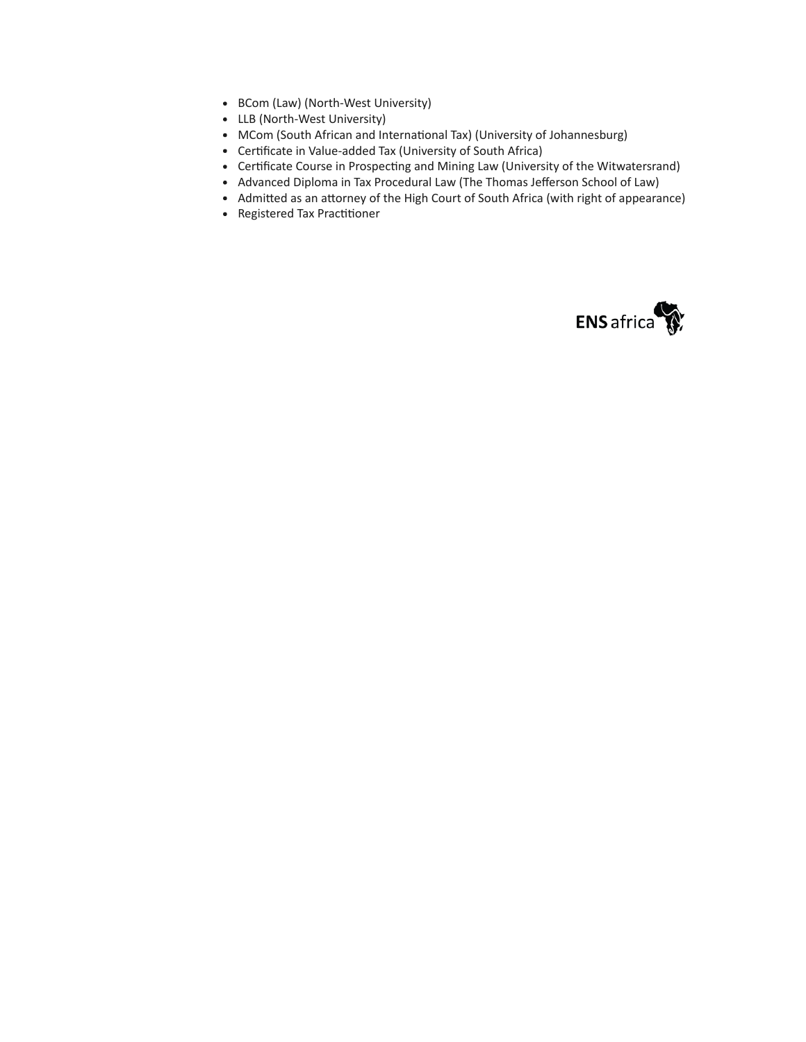- BCom (Law) (North-West University)
- LLB (North-West University)
- MCom (South African and International Tax) (University of Johannesburg)
- Certificate in Value-added Tax (University of South Africa)
- Certificate Course in Prospecting and Mining Law (University of the Witwatersrand)
- Advanced Diploma in Tax Procedural Law (The Thomas Jefferson School of Law)
- Admitted as an attorney of the High Court of South Africa (with right of appearance)
- Registered Tax Practitioner

**ENS** africa